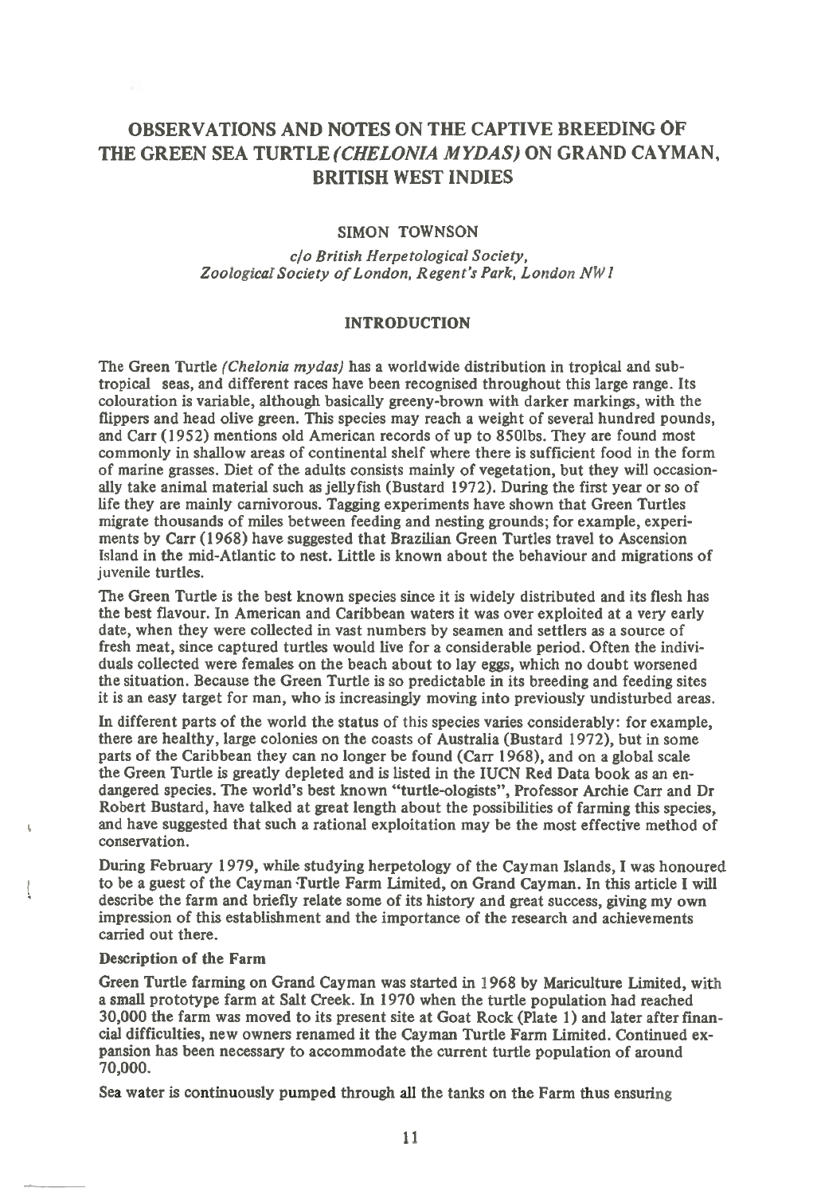# OBSERVATIONS AND NOTES ON THE CAPTIVE BREEDING OF THE GREEN SEA TURTLE *(CHELONIA MYDAS)* ON GRAND CAYMAN, BRITISH WEST INDIES

SIMON TOWNSON

*c/o British Herpetological Society, Zoological Society of London, Regent's Park, London NW1*

## INTRODUCTION

The Green Turtle *(Chelonia mydas)* has a worldwide distribution in tropical and sub-tropical seas, and different races have been recognised throughout this large range. Its colouration is variable, although basically greeny-brown with darker markings, with the flippers and head olive green. This species may reach a weight of several hundred pounds, and Carr (1952) mentions old American records of up to 850lbs. They are found most commonly in shallow areas of continental shelf where there is sufficient food in the form of marine grasses. Diet of the adults consists mainly of vegetation, but they will occasionally take animal material such as jellyfish (Bustard 1972). During the first year or so of life they are mainly carnivorous. Tagging experiments have shown that Green Turtles migrate thousands of miles between feeding and nesting grounds; for example, experiments by Carr (1968) have suggested that Brazilian Green Turtles travel to Ascension Island in the mid-Atlantic to nest. Little is known about the behaviour and migrations of juvenile turtles.

The Green Turtle is the best known species since it is widely distributed and its flesh has the best flavour. In American and Caribbean waters it was over exploited at a very early date, when they were collected in vast numbers by seamen and settlers as a source of fresh meat, since captured turtles would live for a considerable period. Often the individuals collected were females on the beach about to lay eggs, which no doubt worsened the situation. Because the Green Turtle is so predictable in its breeding and feeding sites it is an easy target for man, who is increasingly moving into previously undisturbed areas.

In different parts of the world the status of this species varies considerably: for example, there are healthy, large colonies on the coasts of Australia (Bustard 1972), but in some parts of the Caribbean they can no longer be found (Carr 1968), and on a global scale the Green Turtle is greatly depleted and is listed in the IUCN Red Data book as an endangered species. The world's best known "turtle-ologists", Professor Archie Carr and Dr Robert Bustard, have talked at great length about the possibilities of farming this species, and have suggested that such a rational exploitation may be the most effective method of conservation.

During February 1979, while studying herpetology of the Cayman Islands, I was honoured to be a guest of the Cayman Turtle Farm Limited, on Grand Cayman. In this article I will describe the farm and briefly relate some of its history and great success, giving my own impression of this establishment and the importance of the research and achievements carried out there.

### Description of the Farm

Green Turtle farming on Grand Cayman was started in 1968 by Mariculture Limited, with a small prototype farm at Salt Creek. In 1970 when the turtle population had reached 30,000 the farm was moved to its present site at Goat Rock (Plate 1) and later after financial difficulties, new owners renamed it the Cayman Turtle Farm Limited. Continued expansion has been necessary to accommodate the current turtle population of around 70,000.

Sea water is continuously pumped through all the tanks on the Farm thus ensuring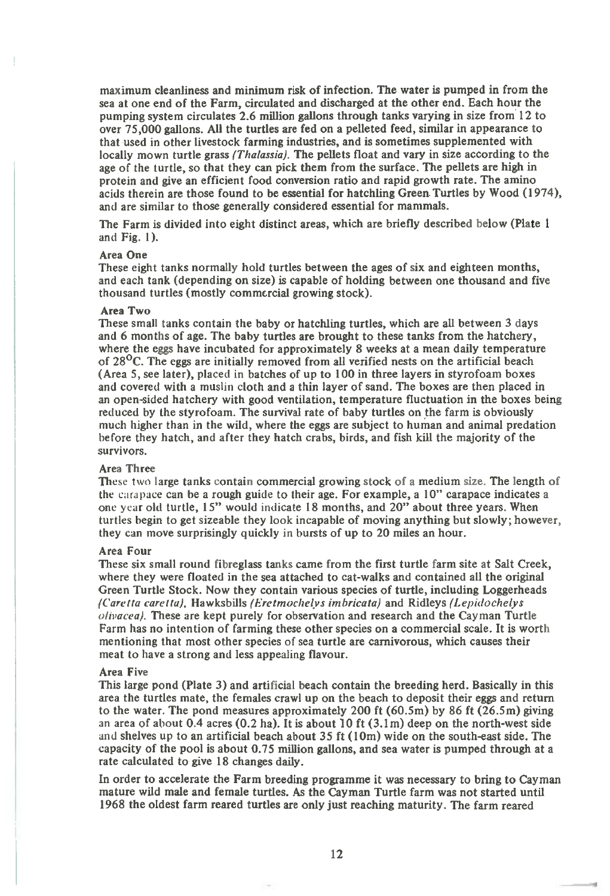maximum cleanliness and minimum risk of infection. The water is pumped in from the sea at one end of the Farm, circulated and discharged at the other end. Each hour the pumping system circulates 2.6 million gallons through tanks varying in size from 12 to over 75,000 gallons. All the turtles are fed on a pelleted feed, similar in appearance to that used in other livestock farming industries, and is sometimes supplemented with locally mown turtle grass *(Thalassia)*. The pellets float and vary in size according to the age of the turtle, so that they can pick them from the surface. The pellets are high in protein and give an efficient food conversion ratio and rapid growth rate. The amino acids therein are those found to be essential for hatchling Green Turtles by Wood (1974), and are similar to those generally considered essential for mammals.

The Farm is divided into eight distinct areas, which are briefly described below (Plate 1 and Fig. 1).

### Area One

These eight tanks normally hold turtles between the ages of six and eighteen months, and each tank (depending on size) is capable of holding between one thousand and five thousand turtles (mostly commercial growing stock).

### Area Two

These small tanks contain the baby or hatchling turtles, which are all between 3 days and 6 months of age. The baby turtles are brought to these tanks from the hatchery, where the eggs have incubated for approximately 8 weeks at a mean daily temperature of 28°C. The eggs are initially removed from all verified nests on the artificial beach (Area 5, see later), placed in batches of up to 100 in three layers in styrofoam boxes and covered with a muslin cloth and a thin layer of sand. The boxes are then placed in an open-sided hatchery with good ventilation, temperature fluctuation in the boxes being reduced by the styrofoam. The survival rate of baby turtles on the farm is obviously much higher than in the wild, where the eggs are subject to human and animal predation before they hatch, and after they hatch crabs, birds, and fish kill the majority of the survivors.

### Area Three

These two large tanks contain commercial growing stock of a medium size. The length of the carapace can be a rough guide to their age. For example, a 10" carapace indicates a one year old turtle, 15" would indicate 18 months, and 20" about three years. When turtles begin to get sizeable they look incapable of moving anything but slowly; however, they can move surprisingly quickly in bursts of up to 20 miles an hour.

### Area Four

These six small round fibreglass tanks came from the first turtle farm site at Salt Creek, where they were floated in the sea attached to cat-walks and contained all the original Green Turtle Stock. Now they contain various species of turtle, including Loggerheads *(Caretta caretta)*, Hawksbills *(Eretmochelys imbricata)* and Ridleys *(Lepidochelys olivacea)*. These are kept purely for observation and research and the Cayman Turtle Farm has no intention of farming these other species on a commercial scale. It is worth mentioning that most other species of sea turtle are carnivorous, which causes their meat to have a strong and less appealing flavour.

### Area Five

This large pond (Plate 3) and artificial beach contain the breeding herd. Basically in this area the turtles mate, the females crawl up on the beach to deposit their eggs and return to the water. The pond measures approximately 200 ft (60.5m) by 86 ft (26.5m) giving an area of about 0.4 acres (0.2 ha). It is about 10 ft (3.1m) deep on the north-west side and shelves up to an artificial beach about 35 ft (10m) wide on the south-east side. The capacity of the pool is about 0.75 million gallons, and sea water is pumped through at a rate calculated to give 18 changes daily.

In order to accelerate the Farm breeding programme it was necessary to bring to Cayman mature wild male and female turtles. As the Cayman Turtle farm was not started until 1968 the oldest farm reared turtles are only just reaching maturity. The farm reared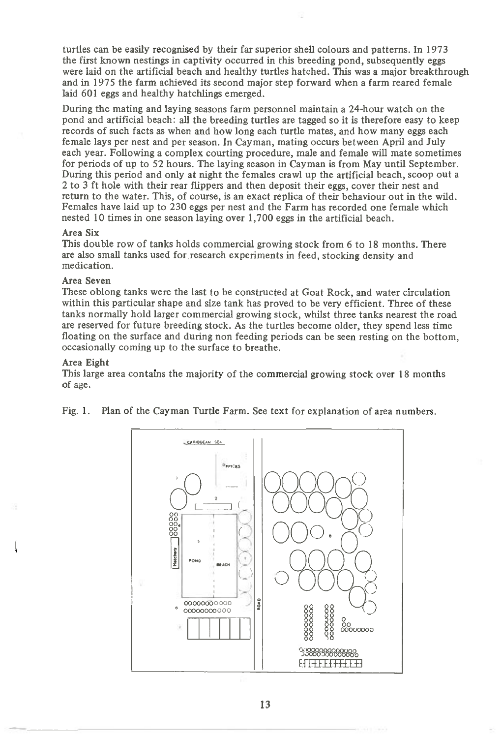turtles can be easily recognised by their far superior shell colours and patterns. In 1973 the first known nestings in captivity occurred in this breeding pond, subsequently eggs were laid on the artificial beach and healthy turtles hatched. This was a major breakthrough and in 1975 the farm achieved its second major step forward when a farm reared female laid 601 eggs and healthy hatchlings emerged.

During the mating and laying seasons farm personnel maintain a 24-hour watch on the pond and artificial beach: all the breeding turtles are tagged so it is therefore easy to keep records of such facts as when and how long each turtle mates, and how many eggs each female lays per nest and per season. In Cayman, mating occurs between April and July each year. Following a complex courting procedure, male and female will mate sometimes for periods of up to 52 hours. The laying season in Cayman is from May until September. During this period and only at night the females crawl up the artificial beach, scoop out a 2 to 3 ft hole with their rear flippers and then deposit their eggs, cover their nest and return to the water. This, of course, is an exact replica of their behaviour out in the wild. Females have laid up to 230 eggs per nest and the Farm has recorded one female which nested 10 times in one season laying over 1,700 eggs in the artificial beach.

### Area Six

This double row of tanks holds commercial growing stock from 6 to 18 months. There are also small tanks used for research experiments in feed, stocking density and medication.

### Area Seven

These oblong tanks were the last to be constructed at Goat Rock, and water circulation within this particular shape and size tank has proved to be very efficient. Three of these tanks normally hold larger commercial growing stock, whilst three tanks nearest the road are reserved for future breeding stock. As the turtles become older, they spend less time floating on the surface and during non feeding periods can be seen resting on the bottom, occasionally coming up to the surface to breathe.

### Area Eight

This large area contains the majority of the commercial growing stock over 18 months of age.

Fig. 1. Plan of the Cayman Turtle Farm. See text for explanation of area numbers.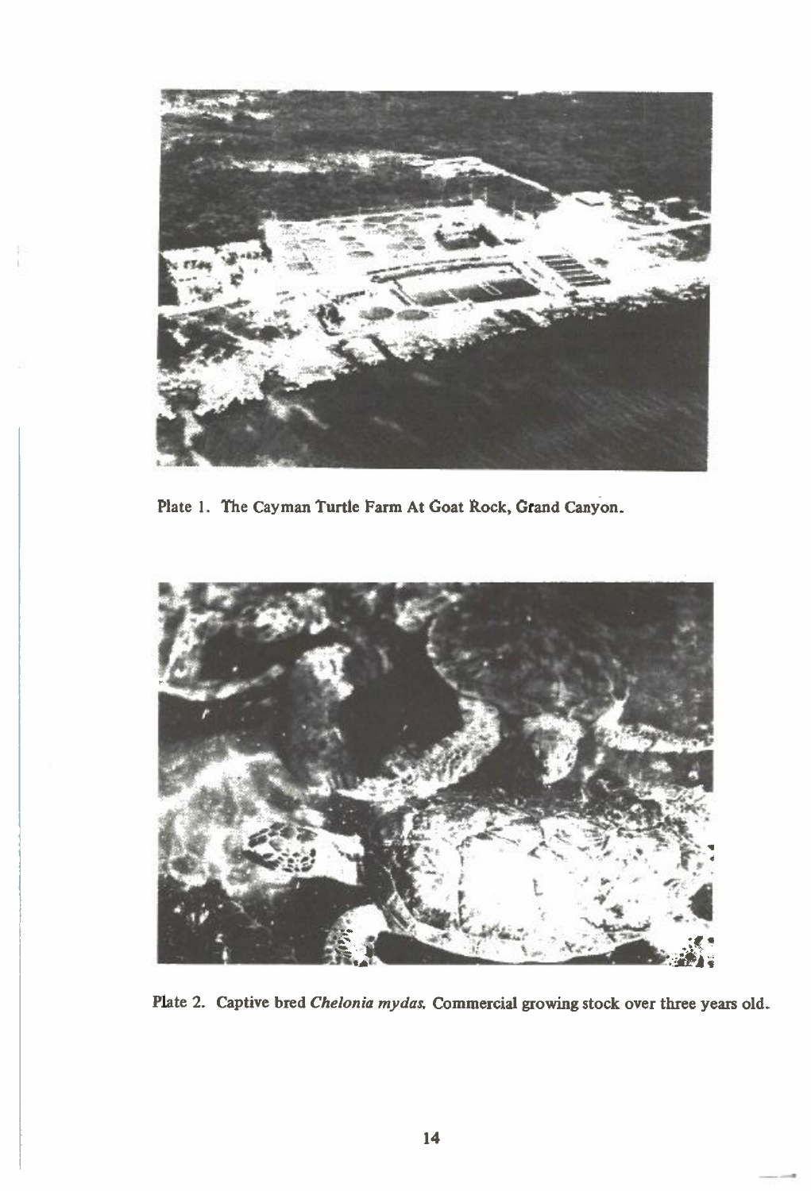Plate 1. The Cayman Turtle Farm At Goat Rock, Grand Canyon.

Plate 2. Captive bred *Chelonia mydas.* Commercial growing stock over three years old.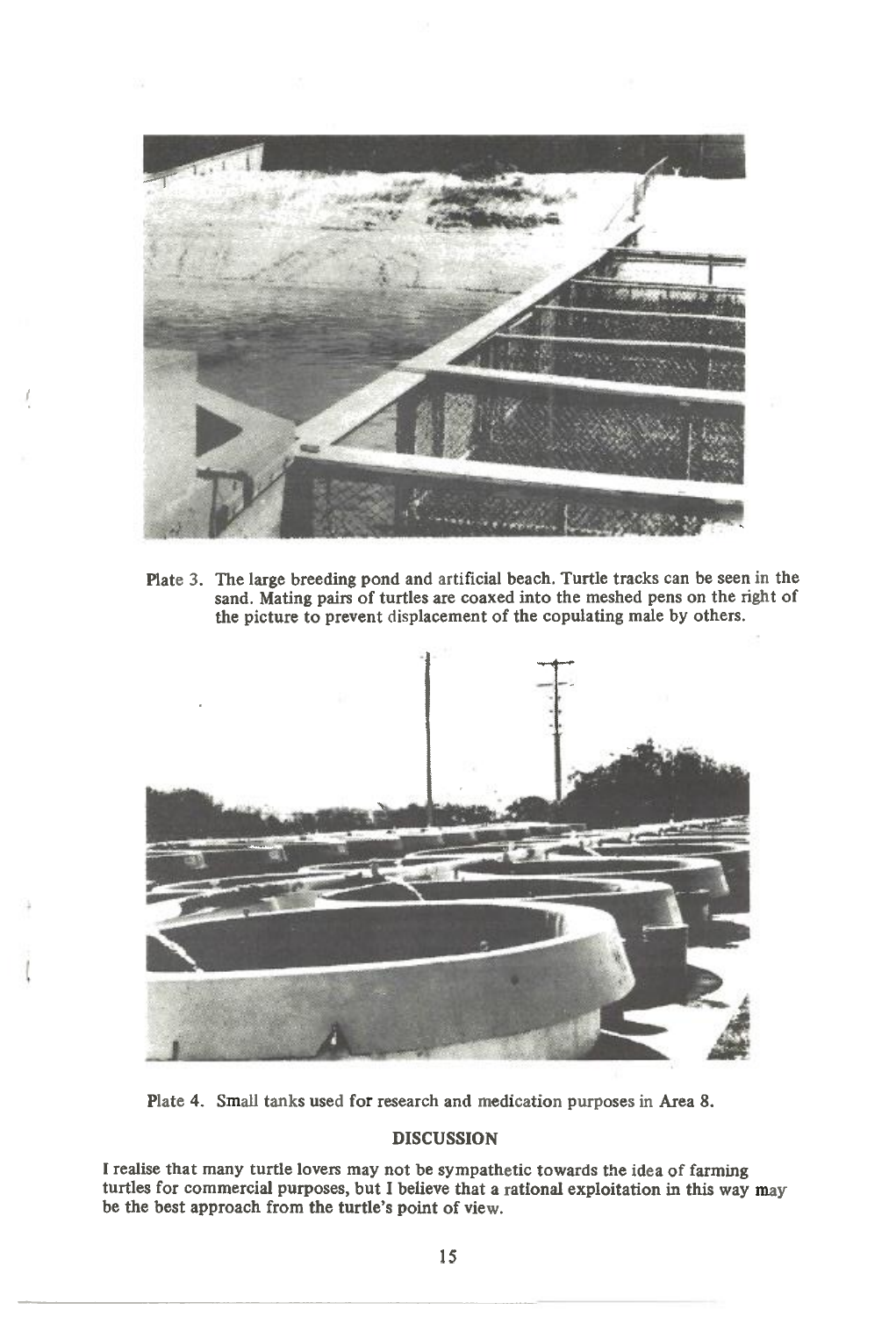Plate 3. The large breeding pond and artificial beach. Turtle tracks can be seen in the sand. Mating pairs of turtles are coaxed into the meshed pens on the right of the picture to prevent displacement of the copulating male by others.

Plate 4. Small tanks used for research and medication purposes in Area 8.

## DISCUSSION

I realise that many turtle lovers may not be sympathetic towards the idea of farming turtles for commercial purposes, but I believe that a rational exploitation in this way may be the best approach from the turtle's point of view.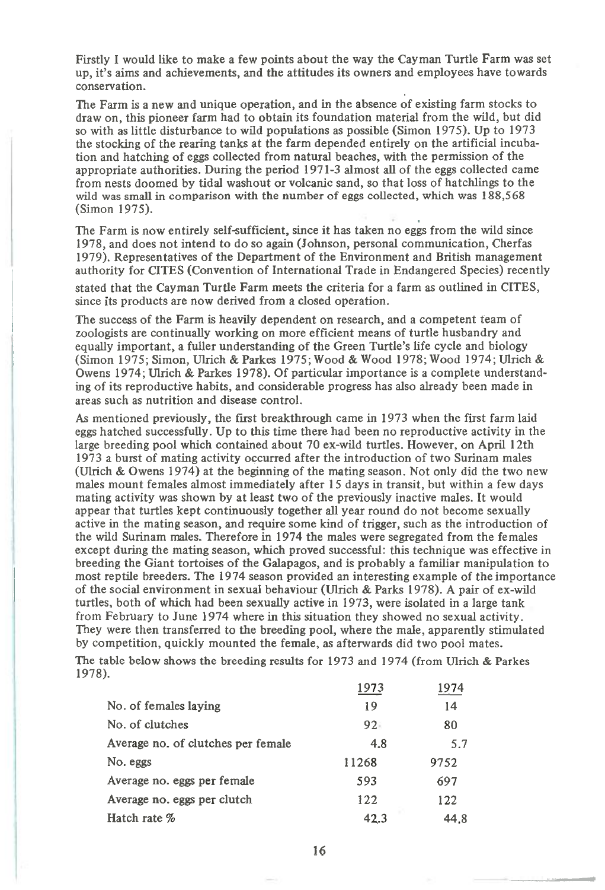Firstly I would like to make a few points about the way the Cayman Turtle Farm was set up, it's aims and achievements, and the attitudes its owners and employees have towards conservation.

The Farm is a new and unique operation, and in the absence of existing farm stocks to draw on, this pioneer farm had to obtain its foundation material from the wild, but did so with as little disturbance to wild populations as possible (Simon 1975). Up to 1973 the stocking of the rearing tanks at the farm depended entirely on the artificial incubation and hatching of eggs collected from natural beaches, with the permission of the appropriate authorities. During the period 1971-3 almost all of the eggs collected came from nests doomed by tidal washout or volcanic sand, so that loss of hatchlings to the wild was small in comparison with the number of eggs collected, which was 188,568 (Simon 1975).

The Farm is now entirely self-sufficient, since it has taken no eggs from the wild since 1978, and does not intend to do so again (Johnson, personal communication, Cherfas 1979). Representatives of the Department of the Environment and British management authority for CITES (Convention of International Trade in Endangered Species) recently stated that the Cayman Turtle Farm meets the criteria for a farm as outlined in CITES, since its products are now derived from a closed operation.

The success of the Farm is heavily dependent on research, and a competent team of zoologists are continually working on more efficient means of turtle husbandry and equally important, a fuller understanding of the Green Turtle's life cycle and biology (Simon 1975; Simon, Ulrich & Parkes 1975; Wood & Wood 1978; Wood 1974; Ulrich & Owens 1974; Ulrich & Parkes 1978). Of particular importance is a complete understanding of its reproductive habits, and considerable progress has also already been made in areas such as nutrition and disease control.

As mentioned previously, the first breakthrough came in 1973 when the first farm laid eggs hatched successfully. Up to this time there had been no reproductive activity in the large breeding pool which contained about 70 ex-wild turtles. However, on April 12th 1973 a burst of mating activity occurred after the introduction of two Surinam males (Ulrich & Owens 1974) at the beginning of the mating season. Not only did the two new males mount females almost immediately after 15 days in transit, but within a few days mating activity was shown by at least two of the previously inactive males. It would appear that turtles kept continuously together all year round do not become sexually active in the mating season, and require some kind of trigger, such as the introduction of the wild Surinam males. Therefore in 1974 the males were segregated from the females except during the mating season, which proved successful: this technique was effective in breeding the Giant tortoises of the Galapagos, and is probably a familiar manipulation to most reptile breeders. The 1974 season provided an interesting example of the importance of the social environment in sexual behaviour (Ulrich & Parks 1978). A pair of ex-wild turtles, both of which had been sexually active in 1973, were isolated in a large tank from February to June 1974 where in this situation they showed no sexual activity. They were then transferred to the breeding pool, where the male, apparently stimulated by competition, quickly mounted the female, as afterwards did two pool mates.

The table below shows the breeding results for 1973 and 1974 (from Ulrich & Parkes 1978).

| | 1973 | 1974 |
|---|---|---|
| No. of females laying | 19 | 14 |
| No. of clutches | 92 | 80 |
| Average no. of clutches per female | 4.8 | 5.7 |
| No. eggs | 11268 | 9752 |
| Average no. eggs per female | 593 | 697 |
| Average no. eggs per clutch | 122 | 122 |
| Hatch rate % | 42.3 | 44.8 |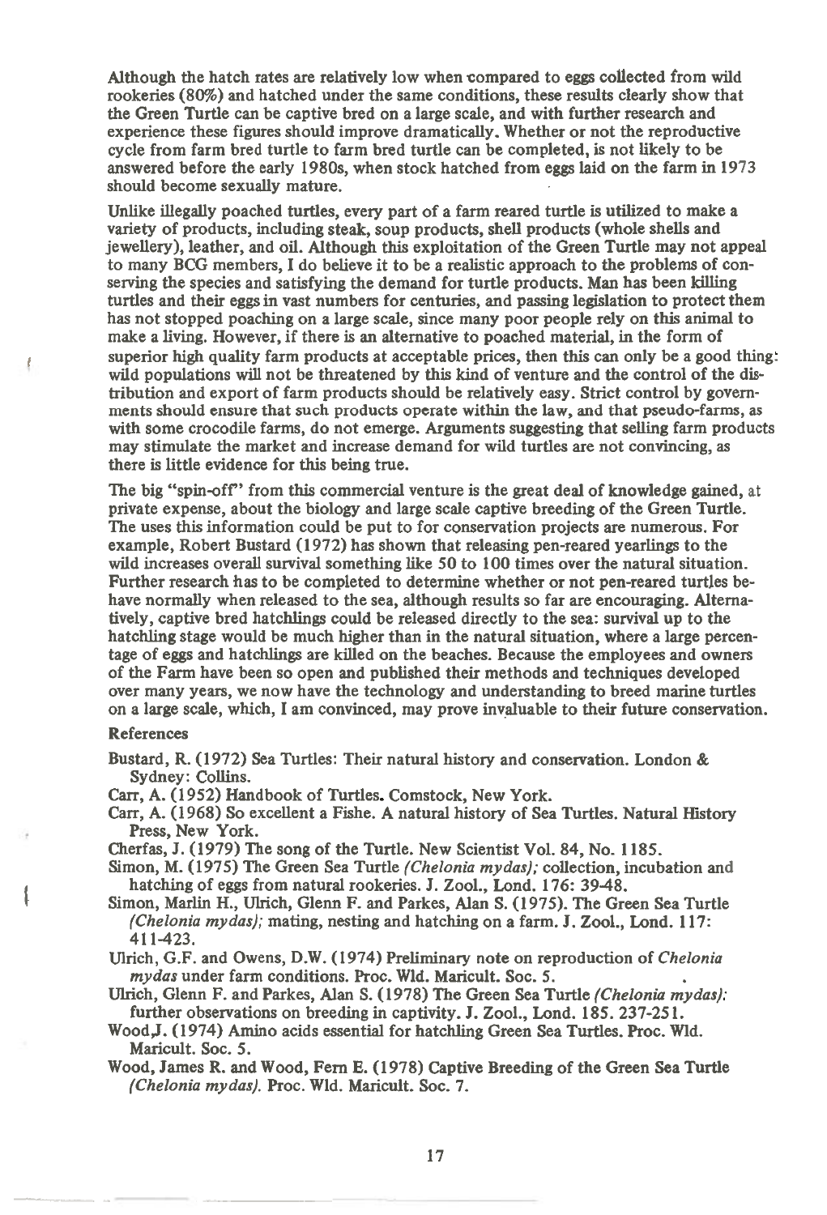Although the hatch rates are relatively low when compared to eggs collected from wild rookeries (80%) and hatched under the same conditions, these results clearly show that the Green Turtle can be captive bred on a large scale, and with further research and experience these figures should improve dramatically. Whether or not the reproductive cycle from farm bred turtle to farm bred turtle can be completed, is not likely to be answered before the early 1980s, when stock hatched from eggs laid on the farm in 1973 should become sexually mature.

Unlike illegally poached turtles, every part of a farm reared turtle is utilized to make a variety of products, including steak, soup products, shell products (whole shells and jewellery), leather, and oil. Although this exploitation of the Green Turtle may not appeal to many BCG members, I do believe it to be a realistic approach to the problems of conserving the species and satisfying the demand for turtle products. Man has been killing turtles and their eggs in vast numbers for centuries, and passing legislation to protect them has not stopped poaching on a large scale, since many poor people rely on this animal to make a living. However, if there is an alternative to poached material, in the form of superior high quality farm products at acceptable prices, then this can only be a good thing: wild populations will not be threatened by this kind of venture and the control of the distribution and export of farm products should be relatively easy. Strict control by governments should ensure that such products operate within the law, and that pseudo-farms, as with some crocodile farms, do not emerge. Arguments suggesting that selling farm products may stimulate the market and increase demand for wild turtles are not convincing, as there is little evidence for this being true.

The big "spin-off" from this commercial venture is the great deal of knowledge gained, at private expense, about the biology and large scale captive breeding of the Green Turtle. The uses this information could be put to for conservation projects are numerous. For example, Robert Bustard (1972) has shown that releasing pen-reared yearlings to the wild increases overall survival something like 50 to 100 times over the natural situation. Further research has to be completed to determine whether or not pen-reared turtles behave normally when released to the sea, although results so far are encouraging. Alternatively, captive bred hatchlings could be released directly to the sea: survival up to the hatchling stage would be much higher than in the natural situation, where a large percentage of eggs and hatchlings are killed on the beaches. Because the employees and owners of the Farm have been so open and published their methods and techniques developed over many years, we now have the technology and understanding to breed marine turtles on a large scale, which, I am convinced, may prove invaluable to their future conservation.

**References**

Bustard, R. (1972) Sea Turtles: Their natural history and conservation. London & Sydney: Collins.

Carr, A. (1952) Handbook of Turtles. Comstock, New York.

Carr, A. (1968) So excellent a Fishe. A natural history of Sea Turtles. Natural History Press, New York.

Cherfas, J. (1979) The song of the Turtle. New Scientist Vol. 84, No. 1185.

Simon, M. (1975) The Green Sea Turtle *(Chelonia mydas)*; collection, incubation and hatching of eggs from natural rookeries. J. Zool., Lond. 176: 39-48.

Simon, Marlin H., Ulrich, Glenn F. and Parkes, Alan S. (1975). The Green Sea Turtle *(Chelonia mydas)*; mating, nesting and hatching on a farm. J. Zool., Lond. 117: 411-423.

Ulrich, G.F. and Owens, D.W. (1974) Preliminary note on reproduction of *Chelonia mydas* under farm conditions. Proc. Wld. Maricult. Soc. 5.

Ulrich, Glenn F. and Parkes, Alan S. (1978) The Green Sea Turtle *(Chelonia mydas)*: further observations on breeding in captivity. J. Zool., Lond. 185. 237-251.

Wood,J. (1974) Amino acids essential for hatchling Green Sea Turtles. Proc. Wld. Maricult. Soc. 5.

Wood, James R. and Wood, Fern E. (1978) Captive Breeding of the Green Sea Turtle *(Chelonia mydas)*. Proc. Wld. Maricult. Soc. 7.